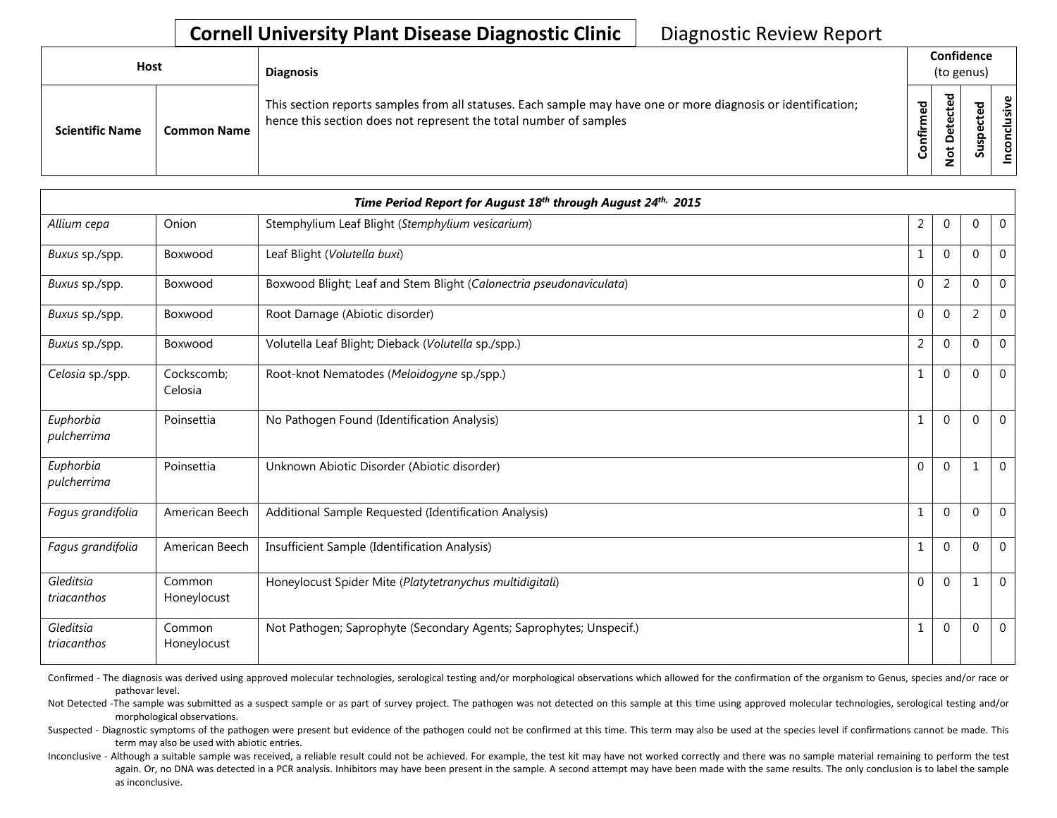# Cornell University Plant Disease Diagnostic Clinic

Diagnostic Review Report

| Host | | Diagnosis | Confidence (to genus) | | | |
|---|---|---|---|---|---|---|
| **Scientific Name** | **Common Name** | This section reports samples from all statuses. Each sample may have one or more diagnosis or identification; hence this section does not represent the total number of samples | **Confirmed** | **Not Detected** | **Suspected** | **Inconclusive** |

| *Time Period Report for August 18th through August 24th, 2015* | | | | | | |
|---|---|---|---|---|---|---|
| *Allium cepa* | Onion | Stemphylium Leaf Blight (*Stemphylium vesicarium*) | 2 | 0 | 0 | 0 |
| *Buxus* sp./spp. | Boxwood | Leaf Blight (*Volutella buxi*) | 1 | 0 | 0 | 0 |
| *Buxus* sp./spp. | Boxwood | Boxwood Blight; Leaf and Stem Blight (*Calonectria pseudonaviculata*) | 0 | 2 | 0 | 0 |
| *Buxus* sp./spp. | Boxwood | Root Damage (Abiotic disorder) | 0 | 0 | 2 | 0 |
| *Buxus* sp./spp. | Boxwood | Volutella Leaf Blight; Dieback (*Volutella* sp./spp.) | 2 | 0 | 0 | 0 |
| *Celosia* sp./spp. | Cockscomb; Celosia | Root-knot Nematodes (*Meloidogyne* sp./spp.) | 1 | 0 | 0 | 0 |
| *Euphorbia pulcherrima* | Poinsettia | No Pathogen Found (Identification Analysis) | 1 | 0 | 0 | 0 |
| *Euphorbia pulcherrima* | Poinsettia | Unknown Abiotic Disorder (Abiotic disorder) | 0 | 0 | 1 | 0 |
| *Fagus grandifolia* | American Beech | Additional Sample Requested (Identification Analysis) | 1 | 0 | 0 | 0 |
| *Fagus grandifolia* | American Beech | Insufficient Sample (Identification Analysis) | 1 | 0 | 0 | 0 |
| *Gleditsia triacanthos* | Common Honeylocust | Honeylocust Spider Mite (*Platytetranychus multidigitali*) | 0 | 0 | 1 | 0 |
| *Gleditsia triacanthos* | Common Honeylocust | Not Pathogen; Saprophyte (Secondary Agents; Saprophytes; Unspecif.) | 1 | 0 | 0 | 0 |

Confirmed - The diagnosis was derived using approved molecular technologies, serological testing and/or morphological observations which allowed for the confirmation of the organism to Genus, species and/or race or pathovar level.

Not Detected -The sample was submitted as a suspect sample or as part of survey project. The pathogen was not detected on this sample at this time using approved molecular technologies, serological testing and/or morphological observations.

Suspected - Diagnostic symptoms of the pathogen were present but evidence of the pathogen could not be confirmed at this time. This term may also be used at the species level if confirmations cannot be made. This term may also be used with abiotic entries.

Inconclusive - Although a suitable sample was received, a reliable result could not be achieved. For example, the test kit may have not worked correctly and there was no sample material remaining to perform the test again. Or, no DNA was detected in a PCR analysis. Inhibitors may have been present in the sample. A second attempt may have been made with the same results. The only conclusion is to label the sample as inconclusive.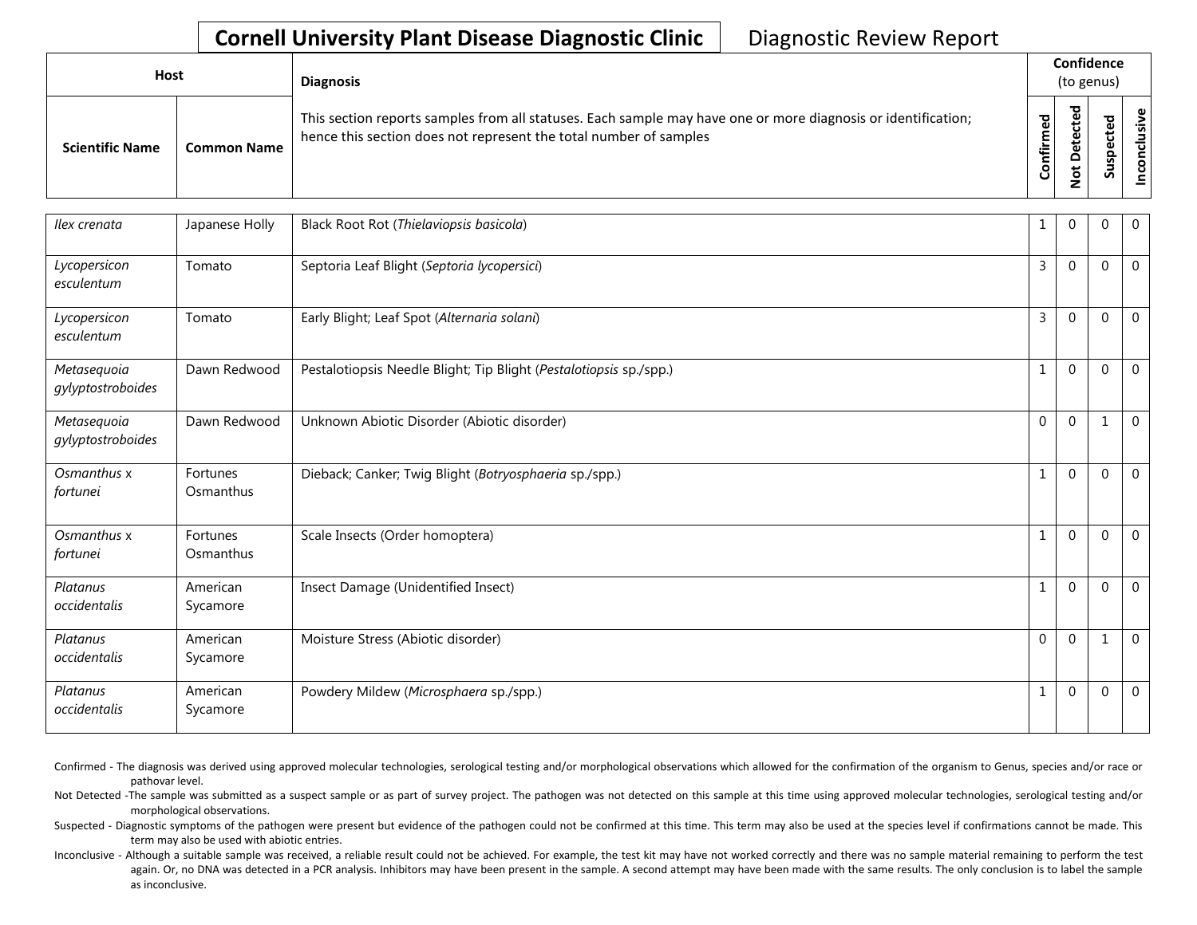# Cornell University Plant Disease Diagnostic Clinic

Diagnostic Review Report

| Host | | Diagnosis | Confidence (to genus) | | | |
|---|---|---|---|---|---|---|
| Scientific Name | Common Name | This section reports samples from all statuses. Each sample may have one or more diagnosis or identification; hence this section does not represent the total number of samples | Confirmed | Not Detected | Suspected | Inconclusive |
| *Ilex crenata* | Japanese Holly | Black Root Rot (*Thielaviopsis basicola*) | 1 | 0 | 0 | 0 |
| *Lycopersicon esculentum* | Tomato | Septoria Leaf Blight (*Septoria lycopersici*) | 3 | 0 | 0 | 0 |
| *Lycopersicon esculentum* | Tomato | Early Blight; Leaf Spot (*Alternaria solani*) | 3 | 0 | 0 | 0 |
| *Metasequoia gylyptostroboides* | Dawn Redwood | Pestalotiopsis Needle Blight; Tip Blight (*Pestalotiopsis* sp./spp.) | 1 | 0 | 0 | 0 |
| *Metasequoia gylyptostroboides* | Dawn Redwood | Unknown Abiotic Disorder (Abiotic disorder) | 0 | 0 | 1 | 0 |
| *Osmanthus* x *fortunei* | Fortunes Osmanthus | Dieback; Canker; Twig Blight (*Botryosphaeria* sp./spp.) | 1 | 0 | 0 | 0 |
| *Osmanthus* x *fortunei* | Fortunes Osmanthus | Scale Insects (Order homoptera) | 1 | 0 | 0 | 0 |
| *Platanus occidentalis* | American Sycamore | Insect Damage (Unidentified Insect) | 1 | 0 | 0 | 0 |
| *Platanus occidentalis* | American Sycamore | Moisture Stress (Abiotic disorder) | 0 | 0 | 1 | 0 |
| *Platanus occidentalis* | American Sycamore | Powdery Mildew (*Microsphaera* sp./spp.) | 1 | 0 | 0 | 0 |

Confirmed - The diagnosis was derived using approved molecular technologies, serological testing and/or morphological observations which allowed for the confirmation of the organism to Genus, species and/or race or pathovar level.

Not Detected -The sample was submitted as a suspect sample or as part of survey project. The pathogen was not detected on this sample at this time using approved molecular technologies, serological testing and/or morphological observations.

Suspected - Diagnostic symptoms of the pathogen were present but evidence of the pathogen could not be confirmed at this time. This term may also be used at the species level if confirmations cannot be made. This term may also be used with abiotic entries.

Inconclusive - Although a suitable sample was received, a reliable result could not be achieved. For example, the test kit may have not worked correctly and there was no sample material remaining to perform the test again. Or, no DNA was detected in a PCR analysis. Inhibitors may have been present in the sample. A second attempt may have been made with the same results. The only conclusion is to label the sample as inconclusive.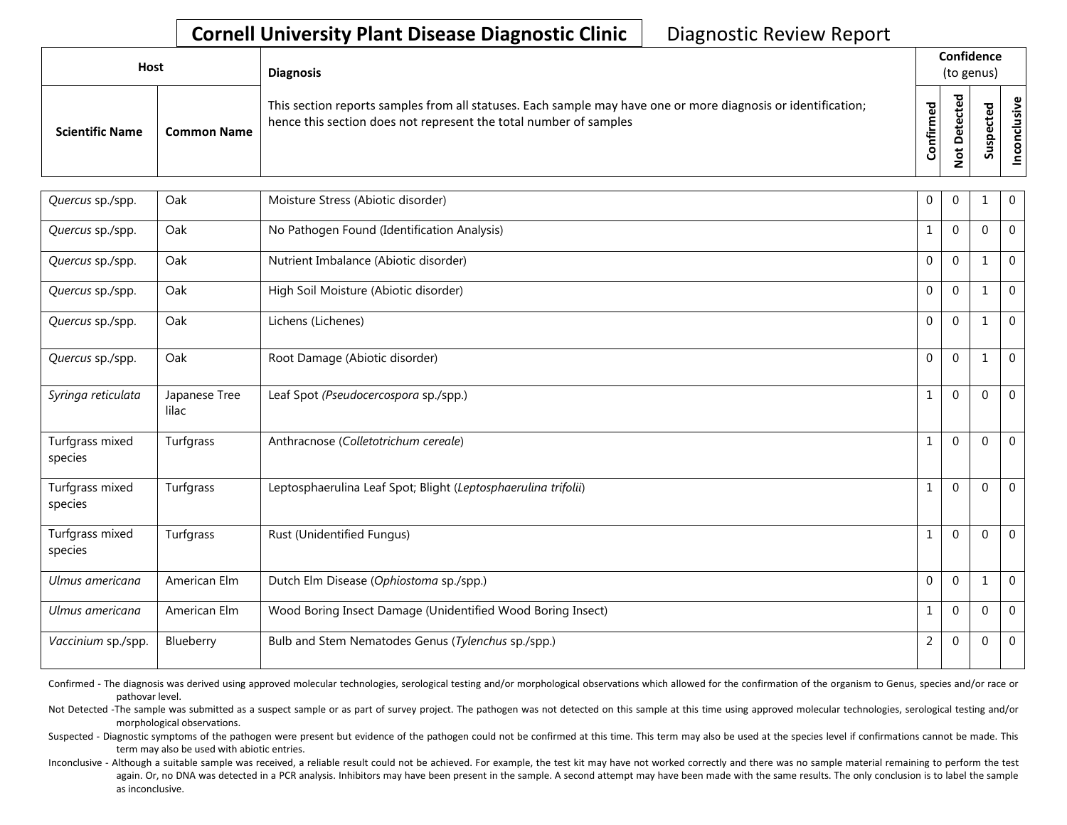**Cornell University Plant Disease Diagnostic Clinic** Diagnostic Review Report

| Host | | Diagnosis | Confidence (to genus) | | | |
|---|---|---|---|---|---|---|
| Scientific Name | Common Name | This section reports samples from all statuses. Each sample may have one or more diagnosis or identification; hence this section does not represent the total number of samples | Confirmed | Not Detected | Suspected | Inconclusive |
| *Quercus* sp./spp. | Oak | Moisture Stress (Abiotic disorder) | 0 | 0 | 1 | 0 |
| *Quercus* sp./spp. | Oak | No Pathogen Found (Identification Analysis) | 1 | 0 | 0 | 0 |
| *Quercus* sp./spp. | Oak | Nutrient Imbalance (Abiotic disorder) | 0 | 0 | 1 | 0 |
| *Quercus* sp./spp. | Oak | High Soil Moisture (Abiotic disorder) | 0 | 0 | 1 | 0 |
| *Quercus* sp./spp. | Oak | Lichens (Lichenes) | 0 | 0 | 1 | 0 |
| *Quercus* sp./spp. | Oak | Root Damage (Abiotic disorder) | 0 | 0 | 1 | 0 |
| *Syringa reticulata* | Japanese Tree lilac | Leaf Spot (*Pseudocercospora* sp./spp.) | 1 | 0 | 0 | 0 |
| Turfgrass mixed species | Turfgrass | Anthracnose (*Colletotrichum cereale*) | 1 | 0 | 0 | 0 |
| Turfgrass mixed species | Turfgrass | Leptosphaerulina Leaf Spot; Blight (*Leptosphaerulina trifolii*) | 1 | 0 | 0 | 0 |
| Turfgrass mixed species | Turfgrass | Rust (Unidentified Fungus) | 1 | 0 | 0 | 0 |
| *Ulmus americana* | American Elm | Dutch Elm Disease (*Ophiostoma* sp./spp.) | 0 | 0 | 1 | 0 |
| *Ulmus americana* | American Elm | Wood Boring Insect Damage (Unidentified Wood Boring Insect) | 1 | 0 | 0 | 0 |
| *Vaccinium* sp./spp. | Blueberry | Bulb and Stem Nematodes Genus (*Tylenchus* sp./spp.) | 2 | 0 | 0 | 0 |

Confirmed - The diagnosis was derived using approved molecular technologies, serological testing and/or morphological observations which allowed for the confirmation of the organism to Genus, species and/or race or pathovar level.

Not Detected -The sample was submitted as a suspect sample or as part of survey project. The pathogen was not detected on this sample at this time using approved molecular technologies, serological testing and/or morphological observations.

Suspected - Diagnostic symptoms of the pathogen were present but evidence of the pathogen could not be confirmed at this time. This term may also be used at the species level if confirmations cannot be made. This term may also be used with abiotic entries.

Inconclusive - Although a suitable sample was received, a reliable result could not be achieved. For example, the test kit may have not worked correctly and there was no sample material remaining to perform the test again. Or, no DNA was detected in a PCR analysis. Inhibitors may have been present in the sample. A second attempt may have been made with the same results. The only conclusion is to label the sample as inconclusive.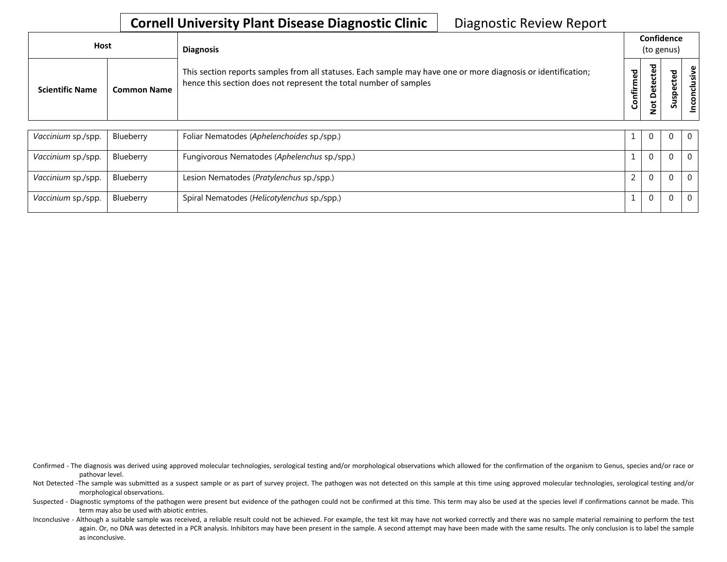**Cornell University Plant Disease Diagnostic Clinic** Diagnostic Review Report

| Host | | Diagnosis | Confidence (to genus) | | | |
|---|---|---|---|---|---|---|
| Scientific Name | Common Name | This section reports samples from all statuses. Each sample may have one or more diagnosis or identification; hence this section does not represent the total number of samples | Confirmed | Not Detected | Suspected | Inconclusive |
| *Vaccinium* sp./spp. | Blueberry | Foliar Nematodes (*Aphelenchoides* sp./spp.) | 1 | 0 | 0 | 0 |
| *Vaccinium* sp./spp. | Blueberry | Fungivorous Nematodes (*Aphelenchus* sp./spp.) | 1 | 0 | 0 | 0 |
| *Vaccinium* sp./spp. | Blueberry | Lesion Nematodes (*Pratylenchus* sp./spp.) | 2 | 0 | 0 | 0 |
| *Vaccinium* sp./spp. | Blueberry | Spiral Nematodes (*Helicotylenchus* sp./spp.) | 1 | 0 | 0 | 0 |

Confirmed - The diagnosis was derived using approved molecular technologies, serological testing and/or morphological observations which allowed for the confirmation of the organism to Genus, species and/or race or pathovar level.

Not Detected -The sample was submitted as a suspect sample or as part of survey project. The pathogen was not detected on this sample at this time using approved molecular technologies, serological testing and/or morphological observations.

Suspected - Diagnostic symptoms of the pathogen were present but evidence of the pathogen could not be confirmed at this time. This term may also be used at the species level if confirmations cannot be made. This term may also be used with abiotic entries.

Inconclusive - Although a suitable sample was received, a reliable result could not be achieved. For example, the test kit may have not worked correctly and there was no sample material remaining to perform the test again. Or, no DNA was detected in a PCR analysis. Inhibitors may have been present in the sample. A second attempt may have been made with the same results. The only conclusion is to label the sample as inconclusive.